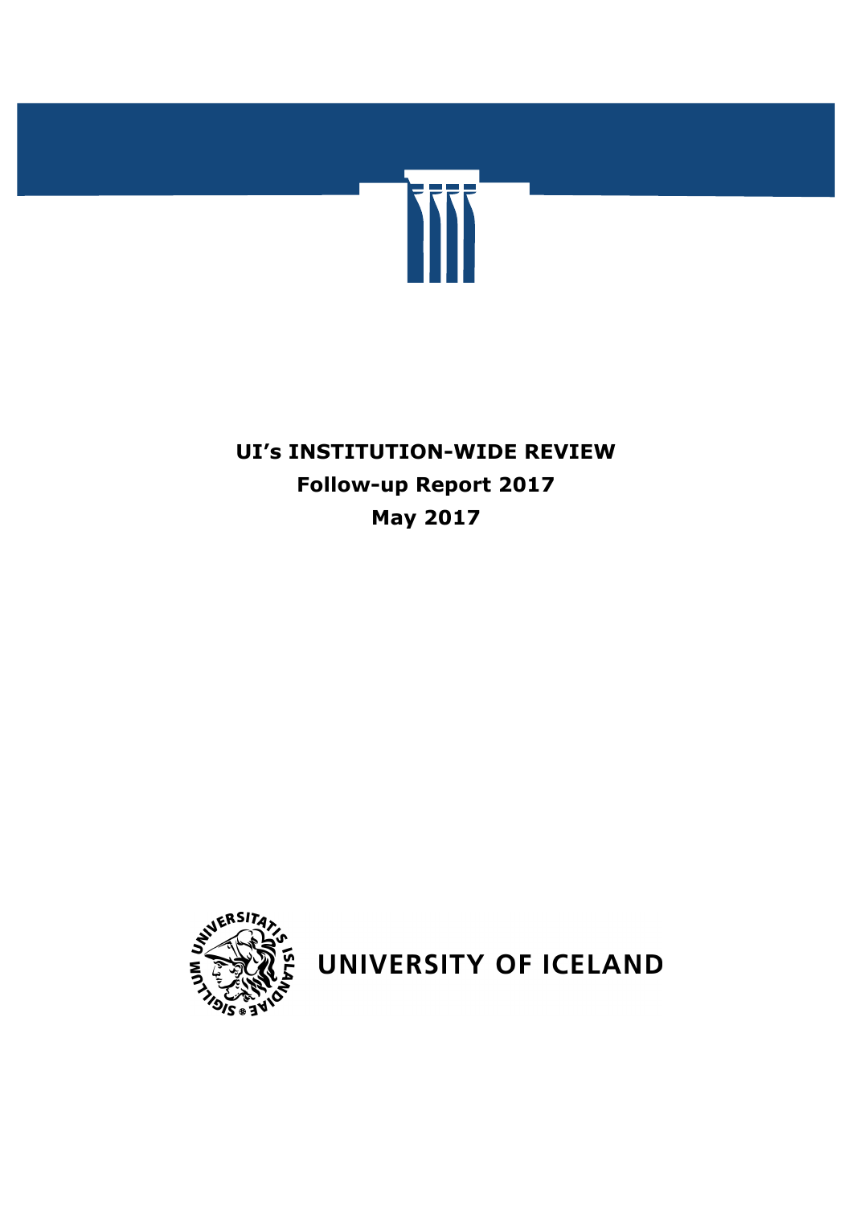# UI's INSTITUTION-WIDE REVIEW

## Follow-up Report 2017

## May 2017

UNIVERSITY OF ICELAND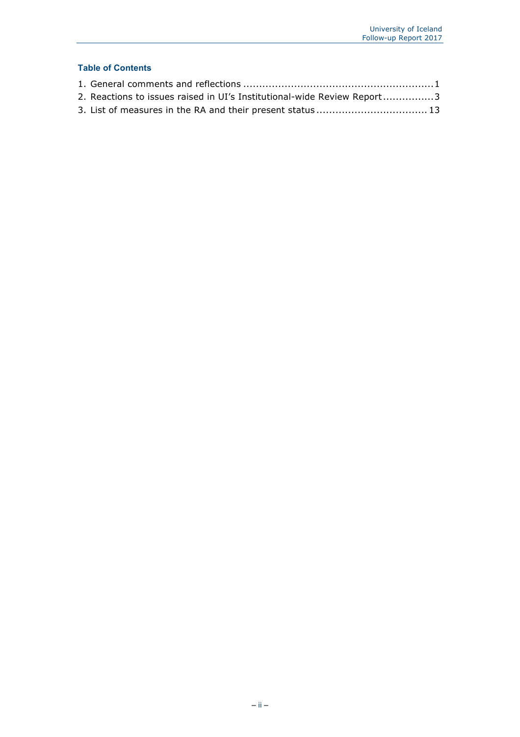### Table of Contents

1. General comments and reflections ............................................................1
2. Reactions to issues raised in UI's Institutional-wide Review Report ................3
3. List of measures in the RA and their present status ...................................13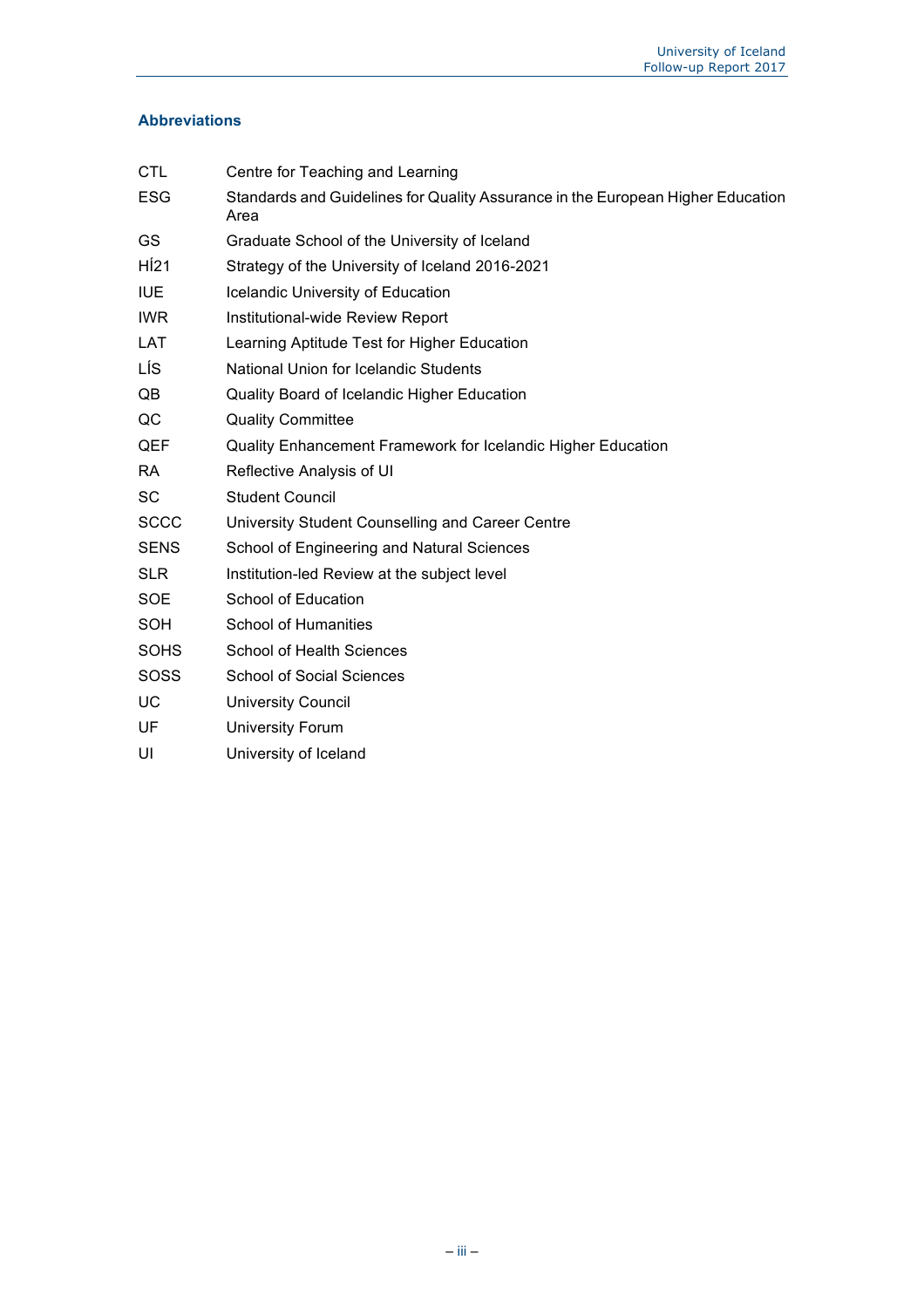### Abbreviations

| | |
|---|---|
| CTL | Centre for Teaching and Learning |
| ESG | Standards and Guidelines for Quality Assurance in the European Higher Education Area |
| GS | Graduate School of the University of Iceland |
| HÍ21 | Strategy of the University of Iceland 2016-2021 |
| IUE | Icelandic University of Education |
| IWR | Institutional-wide Review Report |
| LAT | Learning Aptitude Test for Higher Education |
| LÍS | National Union for Icelandic Students |
| QB | Quality Board of Icelandic Higher Education |
| QC | Quality Committee |
| QEF | Quality Enhancement Framework for Icelandic Higher Education |
| RA | Reflective Analysis of UI |
| SC | Student Council |
| SCCC | University Student Counselling and Career Centre |
| SENS | School of Engineering and Natural Sciences |
| SLR | Institution-led Review at the subject level |
| SOE | School of Education |
| SOH | School of Humanities |
| SOHS | School of Health Sciences |
| SOSS | School of Social Sciences |
| UC | University Council |
| UF | University Forum |
| UI | University of Iceland |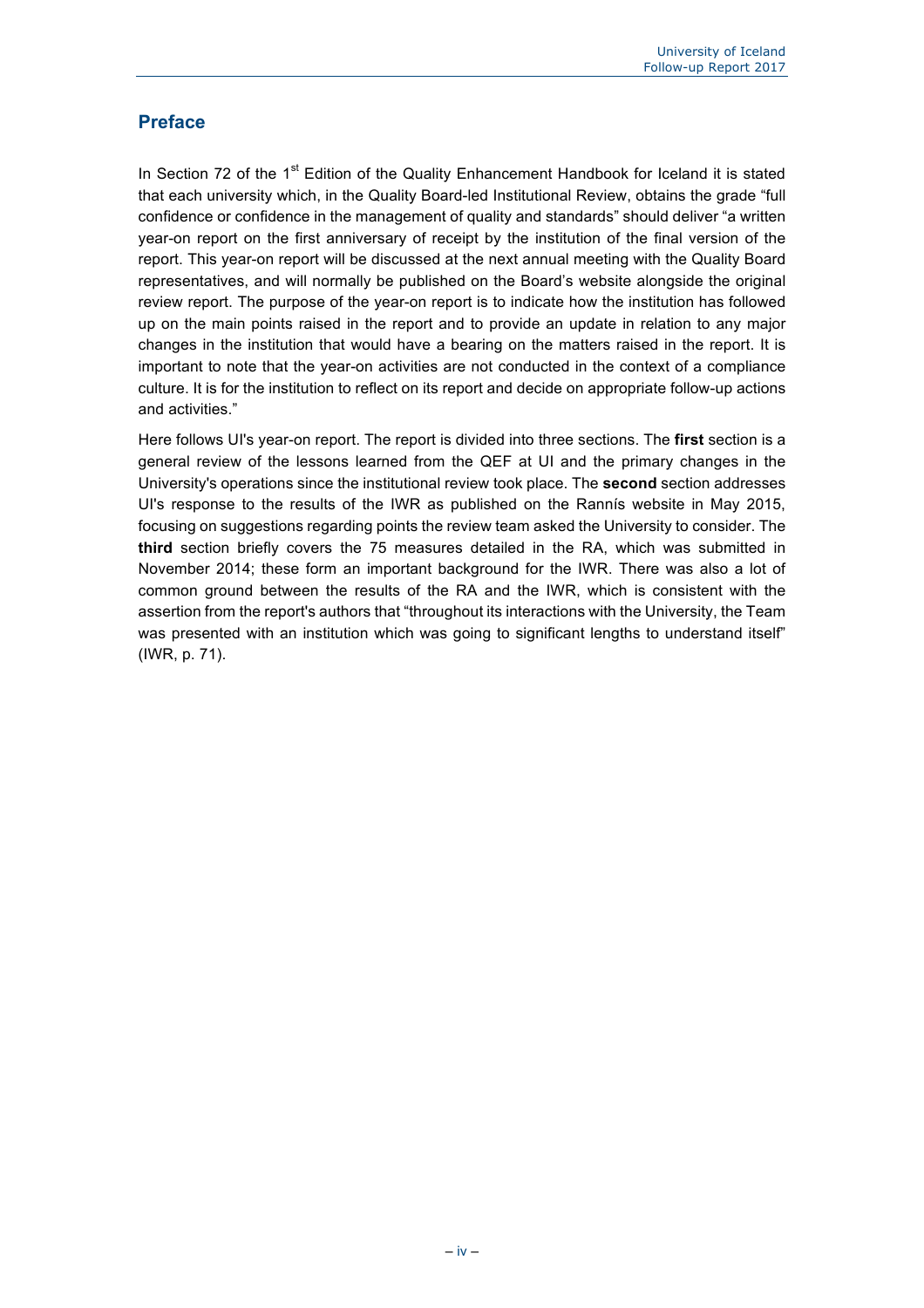## Preface

In Section 72 of the 1st Edition of the Quality Enhancement Handbook for Iceland it is stated that each university which, in the Quality Board-led Institutional Review, obtains the grade "full confidence or confidence in the management of quality and standards" should deliver "a written year-on report on the first anniversary of receipt by the institution of the final version of the report. This year-on report will be discussed at the next annual meeting with the Quality Board representatives, and will normally be published on the Board's website alongside the original review report. The purpose of the year-on report is to indicate how the institution has followed up on the main points raised in the report and to provide an update in relation to any major changes in the institution that would have a bearing on the matters raised in the report. It is important to note that the year-on activities are not conducted in the context of a compliance culture. It is for the institution to reflect on its report and decide on appropriate follow-up actions and activities."

Here follows UI's year-on report. The report is divided into three sections. The **first** section is a general review of the lessons learned from the QEF at UI and the primary changes in the University's operations since the institutional review took place. The **second** section addresses UI's response to the results of the IWR as published on the Rannís website in May 2015, focusing on suggestions regarding points the review team asked the University to consider. The **third** section briefly covers the 75 measures detailed in the RA, which was submitted in November 2014; these form an important background for the IWR. There was also a lot of common ground between the results of the RA and the IWR, which is consistent with the assertion from the report's authors that "throughout its interactions with the University, the Team was presented with an institution which was going to significant lengths to understand itself" (IWR, p. 71).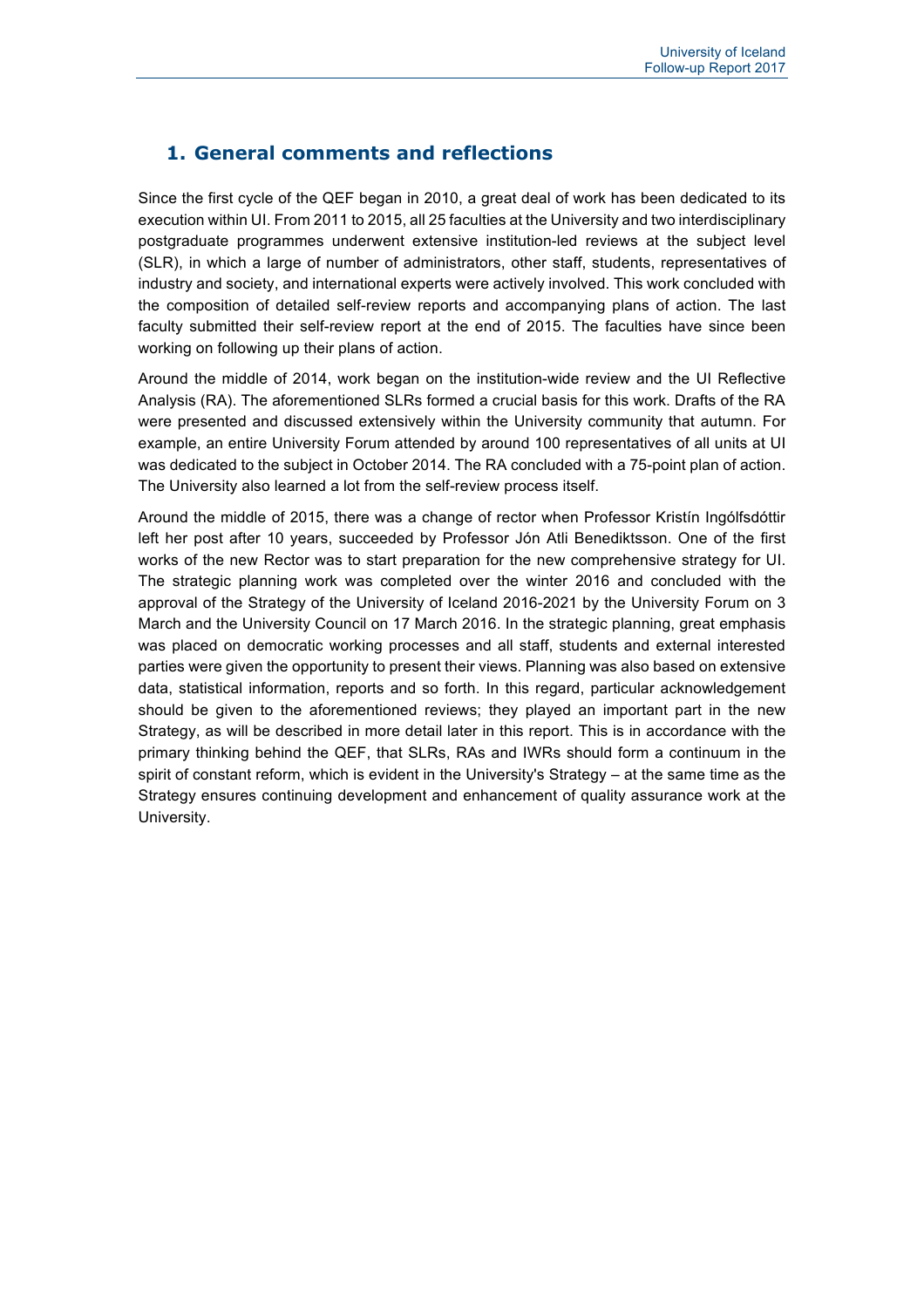## 1. General comments and reflections

Since the first cycle of the QEF began in 2010, a great deal of work has been dedicated to its execution within UI. From 2011 to 2015, all 25 faculties at the University and two interdisciplinary postgraduate programmes underwent extensive institution-led reviews at the subject level (SLR), in which a large of number of administrators, other staff, students, representatives of industry and society, and international experts were actively involved. This work concluded with the composition of detailed self-review reports and accompanying plans of action. The last faculty submitted their self-review report at the end of 2015. The faculties have since been working on following up their plans of action.

Around the middle of 2014, work began on the institution-wide review and the UI Reflective Analysis (RA). The aforementioned SLRs formed a crucial basis for this work. Drafts of the RA were presented and discussed extensively within the University community that autumn. For example, an entire University Forum attended by around 100 representatives of all units at UI was dedicated to the subject in October 2014. The RA concluded with a 75-point plan of action. The University also learned a lot from the self-review process itself.

Around the middle of 2015, there was a change of rector when Professor Kristín Ingólfsdóttir left her post after 10 years, succeeded by Professor Jón Atli Benediktsson. One of the first works of the new Rector was to start preparation for the new comprehensive strategy for UI. The strategic planning work was completed over the winter 2016 and concluded with the approval of the Strategy of the University of Iceland 2016-2021 by the University Forum on 3 March and the University Council on 17 March 2016. In the strategic planning, great emphasis was placed on democratic working processes and all staff, students and external interested parties were given the opportunity to present their views. Planning was also based on extensive data, statistical information, reports and so forth. In this regard, particular acknowledgement should be given to the aforementioned reviews; they played an important part in the new Strategy, as will be described in more detail later in this report. This is in accordance with the primary thinking behind the QEF, that SLRs, RAs and IWRs should form a continuum in the spirit of constant reform, which is evident in the University's Strategy – at the same time as the Strategy ensures continuing development and enhancement of quality assurance work at the University.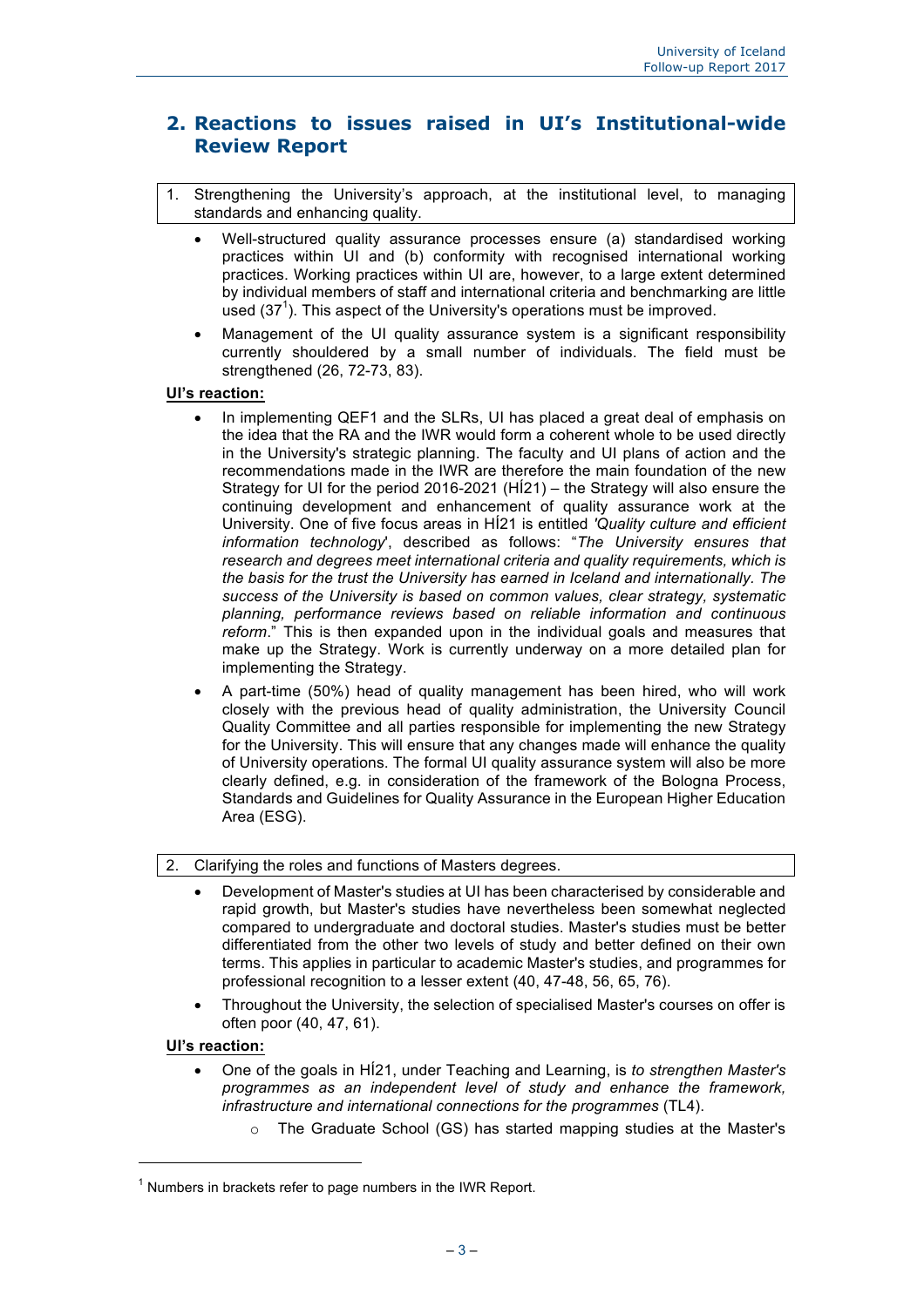## 2. Reactions to issues raised in UI's Institutional-wide Review Report

1. Strengthening the University's approach, at the institutional level, to managing standards and enhancing quality.

- Well-structured quality assurance processes ensure (a) standardised working practices within UI and (b) conformity with recognised international working practices. Working practices within UI are, however, to a large extent determined by individual members of staff and international criteria and benchmarking are little used (37[1]). This aspect of the University's operations must be improved.
- Management of the UI quality assurance system is a significant responsibility currently shouldered by a small number of individuals. The field must be strengthened (26, 72-73, 83).

**UI's reaction:**

- In implementing QEF1 and the SLRs, UI has placed a great deal of emphasis on the idea that the RA and the IWR would form a coherent whole to be used directly in the University's strategic planning. The faculty and UI plans of action and the recommendations made in the IWR are therefore the main foundation of the new Strategy for UI for the period 2016-2021 (HÍ21) – the Strategy will also ensure the continuing development and enhancement of quality assurance work at the University. One of five focus areas in HÍ21 is entitled *'Quality culture and efficient information technology'*, described as follows: "*The University ensures that research and degrees meet international criteria and quality requirements, which is the basis for the trust the University has earned in Iceland and internationally. The success of the University is based on common values, clear strategy, systematic planning, performance reviews based on reliable information and continuous reform*." This is then expanded upon in the individual goals and measures that make up the Strategy. Work is currently underway on a more detailed plan for implementing the Strategy.
- A part-time (50%) head of quality management has been hired, who will work closely with the previous head of quality administration, the University Council Quality Committee and all parties responsible for implementing the new Strategy for the University. This will ensure that any changes made will enhance the quality of University operations. The formal UI quality assurance system will also be more clearly defined, e.g. in consideration of the framework of the Bologna Process, Standards and Guidelines for Quality Assurance in the European Higher Education Area (ESG).

2. Clarifying the roles and functions of Masters degrees.

- Development of Master's studies at UI has been characterised by considerable and rapid growth, but Master's studies have nevertheless been somewhat neglected compared to undergraduate and doctoral studies. Master's studies must be better differentiated from the other two levels of study and better defined on their own terms. This applies in particular to academic Master's studies, and programmes for professional recognition to a lesser extent (40, 47-48, 56, 65, 76).
- Throughout the University, the selection of specialised Master's courses on offer is often poor (40, 47, 61).

**UI's reaction:**

- One of the goals in HÍ21, under Teaching and Learning, is *to strengthen Master's programmes as an independent level of study and enhance the framework, infrastructure and international connections for the programmes* (TL4).
  - The Graduate School (GS) has started mapping studies at the Master's

[1] Numbers in brackets refer to page numbers in the IWR Report.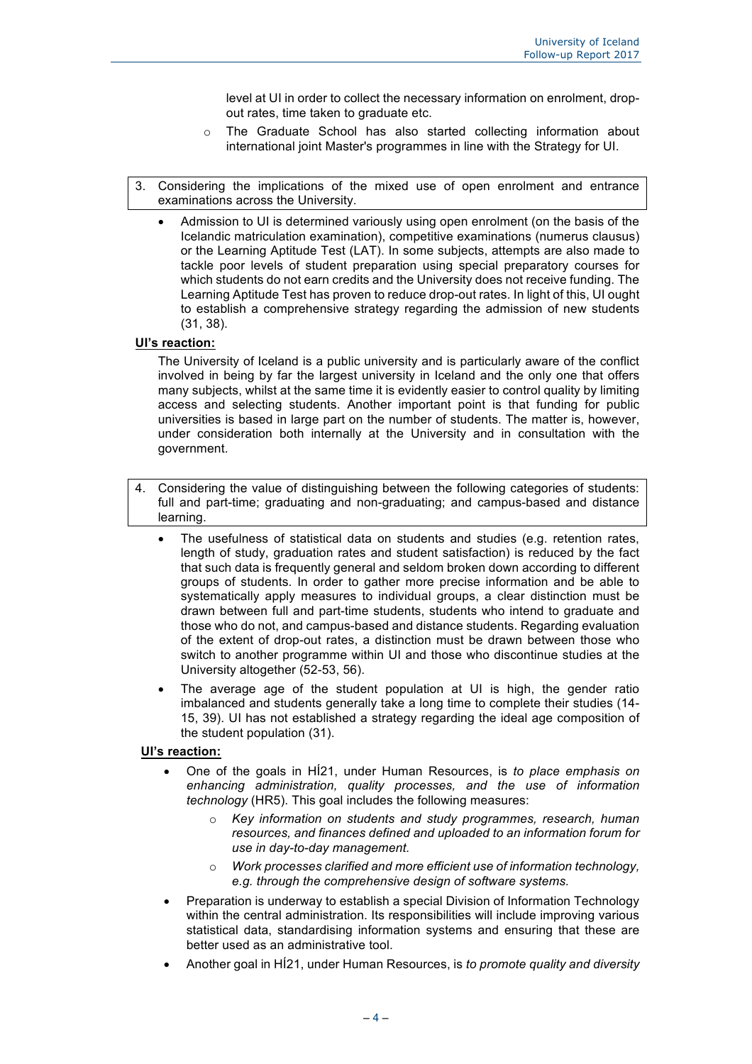level at UI in order to collect the necessary information on enrolment, drop-out rates, time taken to graduate etc.

- The Graduate School has also started collecting information about international joint Master's programmes in line with the Strategy for UI.

3. Considering the implications of the mixed use of open enrolment and entrance examinations across the University.

- Admission to UI is determined variously using open enrolment (on the basis of the Icelandic matriculation examination), competitive examinations (numerus clausus) or the Learning Aptitude Test (LAT). In some subjects, attempts are also made to tackle poor levels of student preparation using special preparatory courses for which students do not earn credits and the University does not receive funding. The Learning Aptitude Test has proven to reduce drop-out rates. In light of this, UI ought to establish a comprehensive strategy regarding the admission of new students (31, 38).

**UI's reaction:**

The University of Iceland is a public university and is particularly aware of the conflict involved in being by far the largest university in Iceland and the only one that offers many subjects, whilst at the same time it is evidently easier to control quality by limiting access and selecting students. Another important point is that funding for public universities is based in large part on the number of students. The matter is, however, under consideration both internally at the University and in consultation with the government.

4. Considering the value of distinguishing between the following categories of students: full and part-time; graduating and non-graduating; and campus-based and distance learning.

- The usefulness of statistical data on students and studies (e.g. retention rates, length of study, graduation rates and student satisfaction) is reduced by the fact that such data is frequently general and seldom broken down according to different groups of students. In order to gather more precise information and be able to systematically apply measures to individual groups, a clear distinction must be drawn between full and part-time students, students who intend to graduate and those who do not, and campus-based and distance students. Regarding evaluation of the extent of drop-out rates, a distinction must be drawn between those who switch to another programme within UI and those who discontinue studies at the University altogether (52-53, 56).
- The average age of the student population at UI is high, the gender ratio imbalanced and students generally take a long time to complete their studies (14-15, 39). UI has not established a strategy regarding the ideal age composition of the student population (31).

**UI's reaction:**

- One of the goals in HÍ21, under Human Resources, is *to place emphasis on enhancing administration, quality processes, and the use of information technology* (HR5). This goal includes the following measures:
  - *Key information on students and study programmes, research, human resources, and finances defined and uploaded to an information forum for use in day-to-day management.*
  - *Work processes clarified and more efficient use of information technology, e.g. through the comprehensive design of software systems.*
- Preparation is underway to establish a special Division of Information Technology within the central administration. Its responsibilities will include improving various statistical data, standardising information systems and ensuring that these are better used as an administrative tool.
- Another goal in HÍ21, under Human Resources, is *to promote quality and diversity*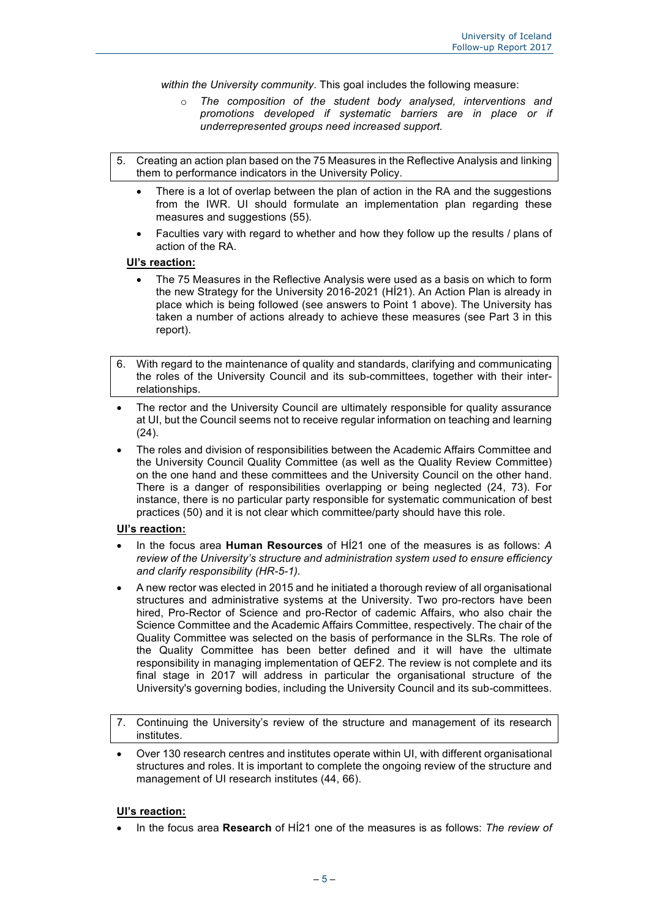*within the University community*. This goal includes the following measure:

- *The composition of the student body analysed, interventions and promotions developed if systematic barriers are in place or if underrepresented groups need increased support.*

5. Creating an action plan based on the 75 Measures in the Reflective Analysis and linking them to performance indicators in the University Policy.

- There is a lot of overlap between the plan of action in the RA and the suggestions from the IWR. UI should formulate an implementation plan regarding these measures and suggestions (55).
- Faculties vary with regard to whether and how they follow up the results / plans of action of the RA.

**UI's reaction:**

- The 75 Measures in the Reflective Analysis were used as a basis on which to form the new Strategy for the University 2016-2021 (HÍ21). An Action Plan is already in place which is being followed (see answers to Point 1 above). The University has taken a number of actions already to achieve these measures (see Part 3 in this report).

6. With regard to the maintenance of quality and standards, clarifying and communicating the roles of the University Council and its sub-committees, together with their inter-relationships.

- The rector and the University Council are ultimately responsible for quality assurance at UI, but the Council seems not to receive regular information on teaching and learning (24).
- The roles and division of responsibilities between the Academic Affairs Committee and the University Council Quality Committee (as well as the Quality Review Committee) on the one hand and these committees and the University Council on the other hand. There is a danger of responsibilities overlapping or being neglected (24, 73). For instance, there is no particular party responsible for systematic communication of best practices (50) and it is not clear which committee/party should have this role.

**UI's reaction:**

- In the focus area **Human Resources** of HÍ21 one of the measures is as follows: *A review of the University's structure and administration system used to ensure efficiency and clarify responsibility (HR-5-1).*
- A new rector was elected in 2015 and he initiated a thorough review of all organisational structures and administrative systems at the University. Two pro-rectors have been hired, Pro-Rector of Science and pro-Rector of cademic Affairs, who also chair the Science Committee and the Academic Affairs Committee, respectively. The chair of the Quality Committee was selected on the basis of performance in the SLRs. The role of the Quality Committee has been better defined and it will have the ultimate responsibility in managing implementation of QEF2. The review is not complete and its final stage in 2017 will address in particular the organisational structure of the University's governing bodies, including the University Council and its sub-committees.

7. Continuing the University's review of the structure and management of its research institutes.

- Over 130 research centres and institutes operate within UI, with different organisational structures and roles. It is important to complete the ongoing review of the structure and management of UI research institutes (44, 66).

**UI's reaction:**

- In the focus area **Research** of HÍ21 one of the measures is as follows: *The review of*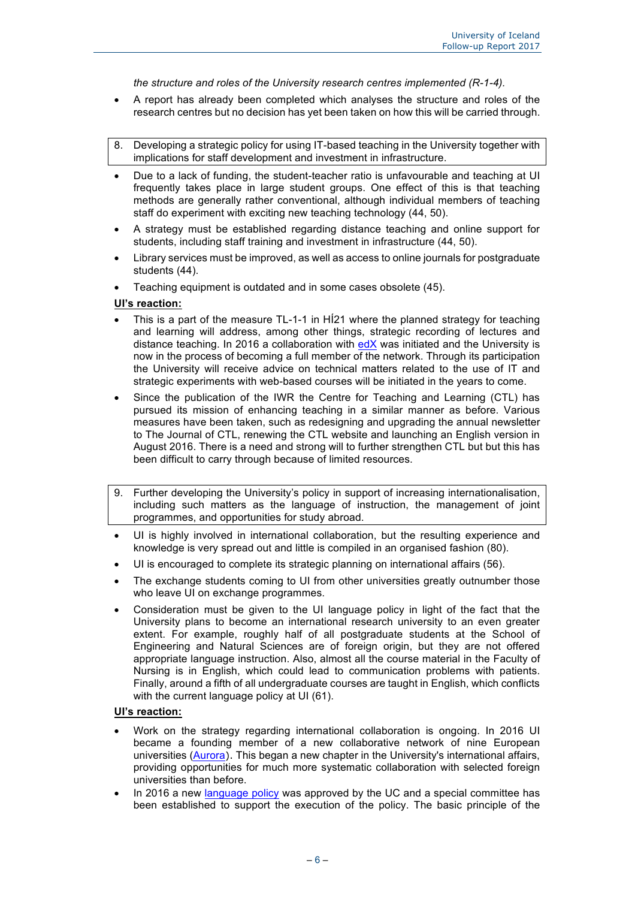*the structure and roles of the University research centres implemented (R-1-4).*

- A report has already been completed which analyses the structure and roles of the research centres but no decision has yet been taken on how this will be carried through.

8. Developing a strategic policy for using IT-based teaching in the University together with implications for staff development and investment in infrastructure.

- Due to a lack of funding, the student-teacher ratio is unfavourable and teaching at UI frequently takes place in large student groups. One effect of this is that teaching methods are generally rather conventional, although individual members of teaching staff do experiment with exciting new teaching technology (44, 50).
- A strategy must be established regarding distance teaching and online support for students, including staff training and investment in infrastructure (44, 50).
- Library services must be improved, as well as access to online journals for postgraduate students (44).
- Teaching equipment is outdated and in some cases obsolete (45).

**UI's reaction:**

- This is a part of the measure TL-1-1 in HÍ21 where the planned strategy for teaching and learning will address, among other things, strategic recording of lectures and distance teaching. In 2016 a collaboration with edX was initiated and the University is now in the process of becoming a full member of the network. Through its participation the University will receive advice on technical matters related to the use of IT and strategic experiments with web-based courses will be initiated in the years to come.
- Since the publication of the IWR the Centre for Teaching and Learning (CTL) has pursued its mission of enhancing teaching in a similar manner as before. Various measures have been taken, such as redesigning and upgrading the annual newsletter to The Journal of CTL, renewing the CTL website and launching an English version in August 2016. There is a need and strong will to further strengthen CTL but but this has been difficult to carry through because of limited resources.

9. Further developing the University's policy in support of increasing internationalisation, including such matters as the language of instruction, the management of joint programmes, and opportunities for study abroad.

- UI is highly involved in international collaboration, but the resulting experience and knowledge is very spread out and little is compiled in an organised fashion (80).
- UI is encouraged to complete its strategic planning on international affairs (56).
- The exchange students coming to UI from other universities greatly outnumber those who leave UI on exchange programmes.
- Consideration must be given to the UI language policy in light of the fact that the University plans to become an international research university to an even greater extent. For example, roughly half of all postgraduate students at the School of Engineering and Natural Sciences are of foreign origin, but they are not offered appropriate language instruction. Also, almost all the course material in the Faculty of Nursing is in English, which could lead to communication problems with patients. Finally, around a fifth of all undergraduate courses are taught in English, which conflicts with the current language policy at UI (61).

**UI's reaction:**

- Work on the strategy regarding international collaboration is ongoing. In 2016 UI became a founding member of a new collaborative network of nine European universities (Aurora). This began a new chapter in the University's international affairs, providing opportunities for much more systematic collaboration with selected foreign universities than before.
- In 2016 a new language policy was approved by the UC and a special committee has been established to support the execution of the policy. The basic principle of the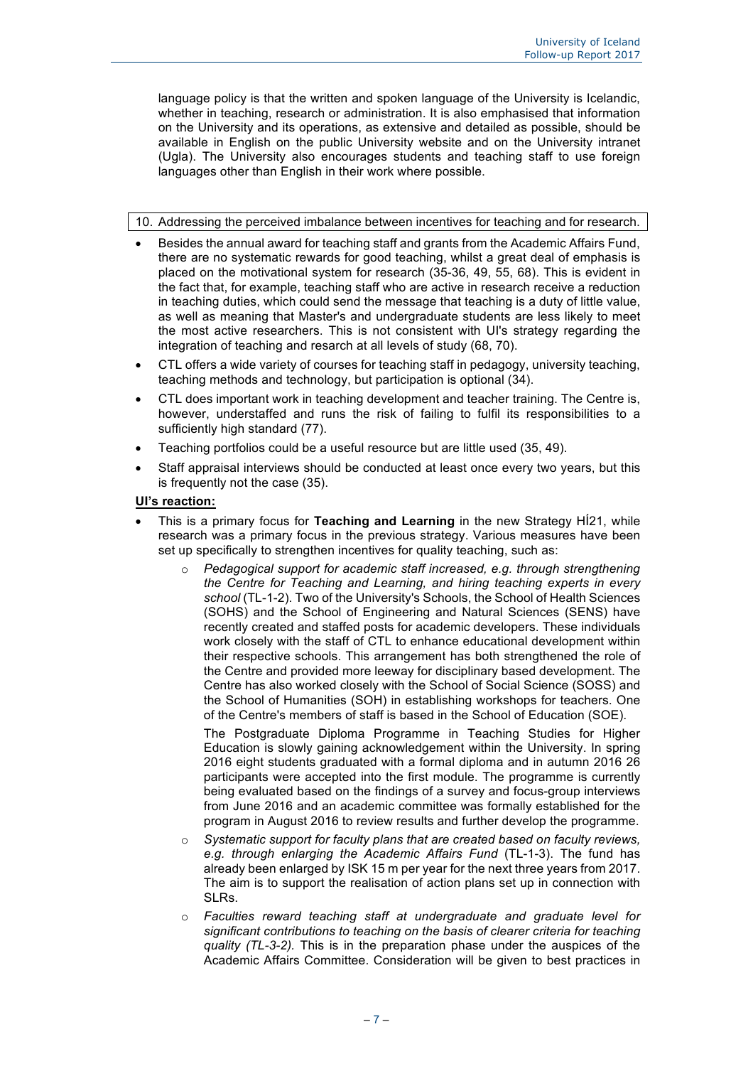language policy is that the written and spoken language of the University is Icelandic, whether in teaching, research or administration. It is also emphasised that information on the University and its operations, as extensive and detailed as possible, should be available in English on the public University website and on the University intranet (Ugla). The University also encourages students and teaching staff to use foreign languages other than English in their work where possible.

10. Addressing the perceived imbalance between incentives for teaching and for research.

- Besides the annual award for teaching staff and grants from the Academic Affairs Fund, there are no systematic rewards for good teaching, whilst a great deal of emphasis is placed on the motivational system for research (35-36, 49, 55, 68). This is evident in the fact that, for example, teaching staff who are active in research receive a reduction in teaching duties, which could send the message that teaching is a duty of little value, as well as meaning that Master's and undergraduate students are less likely to meet the most active researchers. This is not consistent with UI's strategy regarding the integration of teaching and resarch at all levels of study (68, 70).
- CTL offers a wide variety of courses for teaching staff in pedagogy, university teaching, teaching methods and technology, but participation is optional (34).
- CTL does important work in teaching development and teacher training. The Centre is, however, understaffed and runs the risk of failing to fulfil its responsibilities to a sufficiently high standard (77).
- Teaching portfolios could be a useful resource but are little used (35, 49).
- Staff appraisal interviews should be conducted at least once every two years, but this is frequently not the case (35).

**UI's reaction:**

- This is a primary focus for **Teaching and Learning** in the new Strategy HÍ21, while research was a primary focus in the previous strategy. Various measures have been set up specifically to strengthen incentives for quality teaching, such as:
  - *Pedagogical support for academic staff increased, e.g. through strengthening the Centre for Teaching and Learning, and hiring teaching experts in every school* (TL-1-2). Two of the University's Schools, the School of Health Sciences (SOHS) and the School of Engineering and Natural Sciences (SENS) have recently created and staffed posts for academic developers. These individuals work closely with the staff of CTL to enhance educational development within their respective schools. This arrangement has both strengthened the role of the Centre and provided more leeway for disciplinary based development. The Centre has also worked closely with the School of Social Science (SOSS) and the School of Humanities (SOH) in establishing workshops for teachers. One of the Centre's members of staff is based in the School of Education (SOE).

    The Postgraduate Diploma Programme in Teaching Studies for Higher Education is slowly gaining acknowledgement within the University. In spring 2016 eight students graduated with a formal diploma and in autumn 2016 26 participants were accepted into the first module. The programme is currently being evaluated based on the findings of a survey and focus-group interviews from June 2016 and an academic committee was formally established for the program in August 2016 to review results and further develop the programme.
  - *Systematic support for faculty plans that are created based on faculty reviews, e.g. through enlarging the Academic Affairs Fund* (TL-1-3). The fund has already been enlarged by ISK 15 m per year for the next three years from 2017. The aim is to support the realisation of action plans set up in connection with SLRs.
  - *Faculties reward teaching staff at undergraduate and graduate level for significant contributions to teaching on the basis of clearer criteria for teaching quality (TL-3-2).* This is in the preparation phase under the auspices of the Academic Affairs Committee. Consideration will be given to best practices in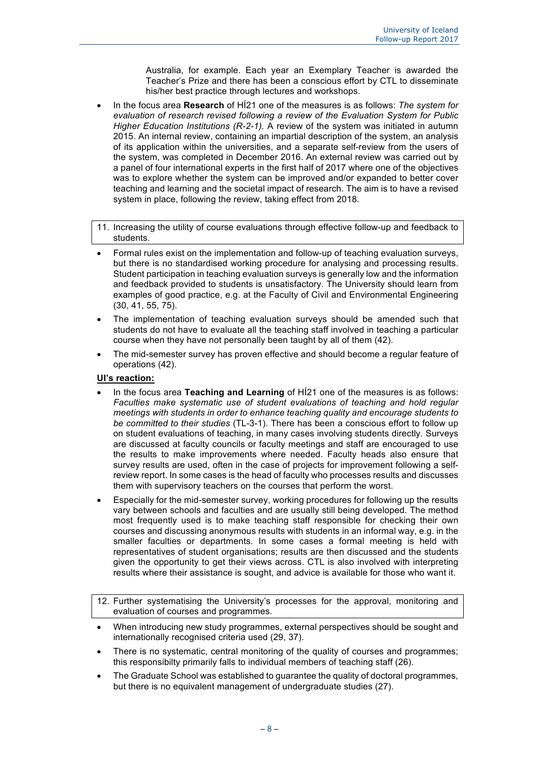Australia, for example. Each year an Exemplary Teacher is awarded the Teacher's Prize and there has been a conscious effort by CTL to disseminate his/her best practice through lectures and workshops.

- In the focus area **Research** of HÍ21 one of the measures is as follows: *The system for evaluation of research revised following a review of the Evaluation System for Public Higher Education Institutions (R-2-1).* A review of the system was initiated in autumn 2015. An internal review, containing an impartial description of the system, an analysis of its application within the universities, and a separate self-review from the users of the system, was completed in December 2016. An external review was carried out by a panel of four international experts in the first half of 2017 where one of the objectives was to explore whether the system can be improved and/or expanded to better cover teaching and learning and the societal impact of research. The aim is to have a revised system in place, following the review, taking effect from 2018.

11. Increasing the utility of course evaluations through effective follow-up and feedback to students.

- Formal rules exist on the implementation and follow-up of teaching evaluation surveys, but there is no standardised working procedure for analysing and processing results. Student participation in teaching evaluation surveys is generally low and the information and feedback provided to students is unsatisfactory. The University should learn from examples of good practice, e.g. at the Faculty of Civil and Environmental Engineering (30, 41, 55, 75).
- The implementation of teaching evaluation surveys should be amended such that students do not have to evaluate all the teaching staff involved in teaching a particular course when they have not personally been taught by all of them (42).
- The mid-semester survey has proven effective and should become a regular feature of operations (42).

**UI's reaction:**

- In the focus area **Teaching and Learning** of HÍ21 one of the measures is as follows: *Faculties make systematic use of student evaluations of teaching and hold regular meetings with students in order to enhance teaching quality and encourage students to be committed to their studies* (TL-3-1). There has been a conscious effort to follow up on student evaluations of teaching, in many cases involving students directly. Surveys are discussed at faculty councils or faculty meetings and staff are encouraged to use the results to make improvements where needed. Faculty heads also ensure that survey results are used, often in the case of projects for improvement following a self-review report. In some cases is the head of faculty who processes results and discusses them with supervisory teachers on the courses that perform the worst.
- Especially for the mid-semester survey, working procedures for following up the results vary between schools and faculties and are usually still being developed. The method most frequently used is to make teaching staff responsible for checking their own courses and discussing anonymous results with students in an informal way, e.g. in the smaller faculties or departments. In some cases a formal meeting is held with representatives of student organisations; results are then discussed and the students given the opportunity to get their views across. CTL is also involved with interpreting results where their assistance is sought, and advice is available for those who want it.

12. Further systematising the University's processes for the approval, monitoring and evaluation of courses and programmes.

- When introducing new study programmes, external perspectives should be sought and internationally recognised criteria used (29, 37).
- There is no systematic, central monitoring of the quality of courses and programmes; this responsibilty primarily falls to individual members of teaching staff (26).
- The Graduate School was established to guarantee the quality of doctoral programmes, but there is no equivalent management of undergraduate studies (27).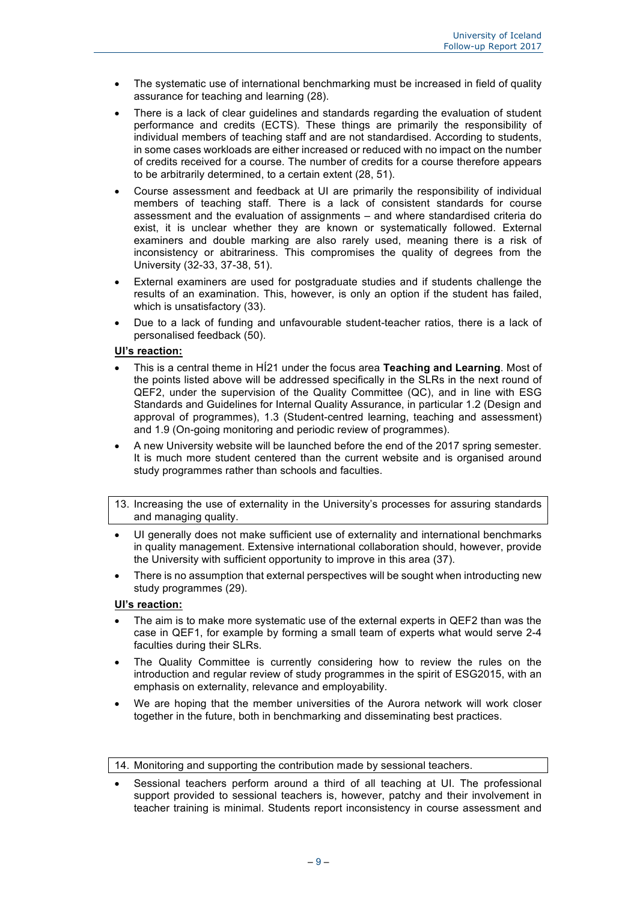- The systematic use of international benchmarking must be increased in field of quality assurance for teaching and learning (28).
- There is a lack of clear guidelines and standards regarding the evaluation of student performance and credits (ECTS). These things are primarily the responsibility of individual members of teaching staff and are not standardised. According to students, in some cases workloads are either increased or reduced with no impact on the number of credits received for a course. The number of credits for a course therefore appears to be arbitrarily determined, to a certain extent (28, 51).
- Course assessment and feedback at UI are primarily the responsibility of individual members of teaching staff. There is a lack of consistent standards for course assessment and the evaluation of assignments – and where standardised criteria do exist, it is unclear whether they are known or systematically followed. External examiners and double marking are also rarely used, meaning there is a risk of inconsistency or abitrariness. This compromises the quality of degrees from the University (32-33, 37-38, 51).
- External examiners are used for postgraduate studies and if students challenge the results of an examination. This, however, is only an option if the student has failed, which is unsatisfactory (33).
- Due to a lack of funding and unfavourable student-teacher ratios, there is a lack of personalised feedback (50).

**UI's reaction:**

- This is a central theme in HÍ21 under the focus area **Teaching and Learning**. Most of the points listed above will be addressed specifically in the SLRs in the next round of QEF2, under the supervision of the Quality Committee (QC), and in line with ESG Standards and Guidelines for Internal Quality Assurance, in particular 1.2 (Design and approval of programmes), 1.3 (Student-centred learning, teaching and assessment) and 1.9 (On-going monitoring and periodic review of programmes).
- A new University website will be launched before the end of the 2017 spring semester. It is much more student centered than the current website and is organised around study programmes rather than schools and faculties.

13. Increasing the use of externality in the University's processes for assuring standards and managing quality.

- UI generally does not make sufficient use of externality and international benchmarks in quality management. Extensive international collaboration should, however, provide the University with sufficient opportunity to improve in this area (37).
- There is no assumption that external perspectives will be sought when introducting new study programmes (29).

**UI's reaction:**

- The aim is to make more systematic use of the external experts in QEF2 than was the case in QEF1, for example by forming a small team of experts what would serve 2-4 faculties during their SLRs.
- The Quality Committee is currently considering how to review the rules on the introduction and regular review of study programmes in the spirit of ESG2015, with an emphasis on externality, relevance and employability.
- We are hoping that the member universities of the Aurora network will work closer together in the future, both in benchmarking and disseminating best practices.

14. Monitoring and supporting the contribution made by sessional teachers.

- Sessional teachers perform around a third of all teaching at UI. The professional support provided to sessional teachers is, however, patchy and their involvement in teacher training is minimal. Students report inconsistency in course assessment and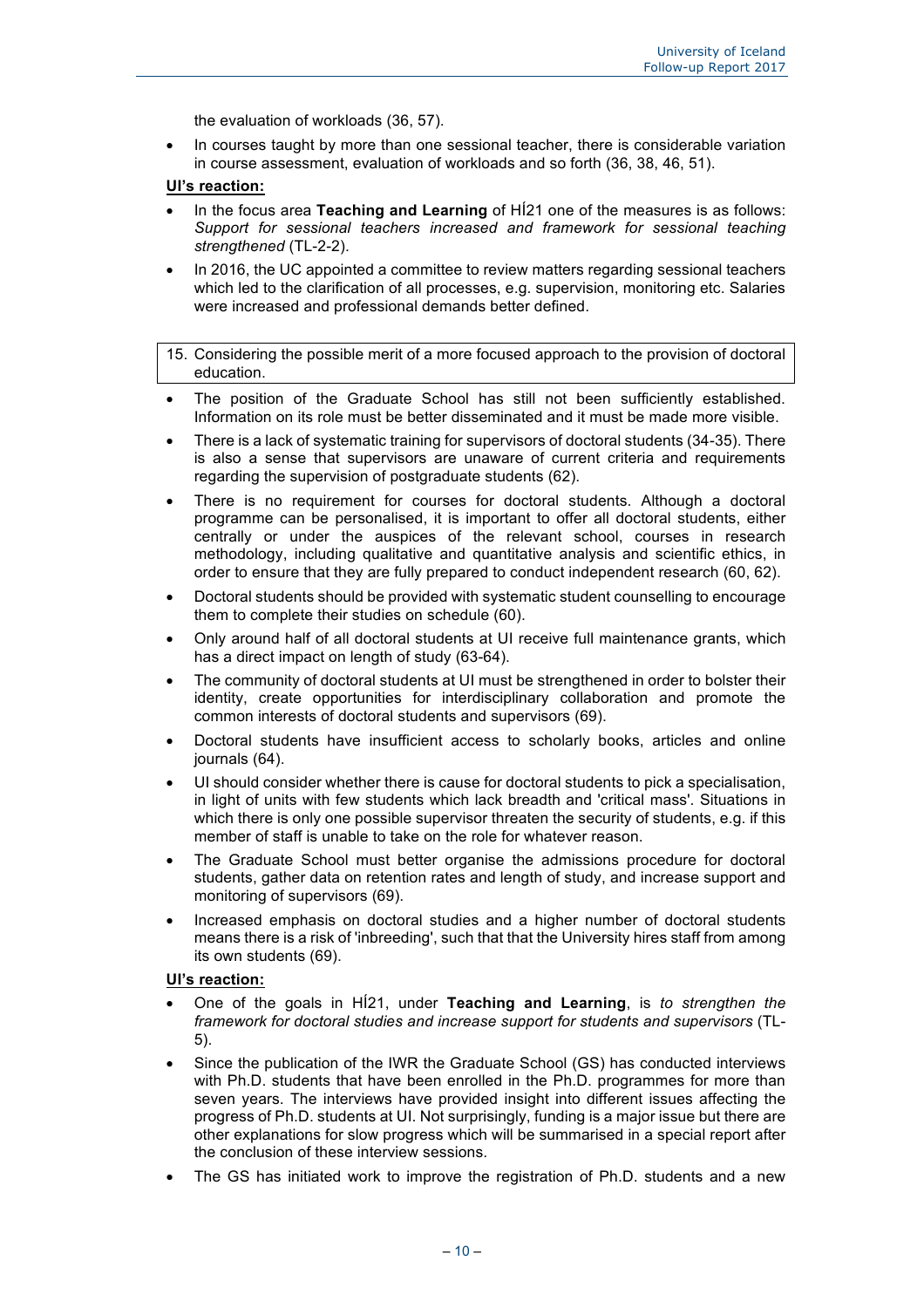the evaluation of workloads (36, 57).

- In courses taught by more than one sessional teacher, there is considerable variation in course assessment, evaluation of workloads and so forth (36, 38, 46, 51).

**UI's reaction:**

- In the focus area **Teaching and Learning** of HÍ21 one of the measures is as follows: *Support for sessional teachers increased and framework for sessional teaching strengthened* (TL-2-2).
- In 2016, the UC appointed a committee to review matters regarding sessional teachers which led to the clarification of all processes, e.g. supervision, monitoring etc. Salaries were increased and professional demands better defined.

15. Considering the possible merit of a more focused approach to the provision of doctoral education.

- The position of the Graduate School has still not been sufficiently established. Information on its role must be better disseminated and it must be made more visible.
- There is a lack of systematic training for supervisors of doctoral students (34-35). There is also a sense that supervisors are unaware of current criteria and requirements regarding the supervision of postgraduate students (62).
- There is no requirement for courses for doctoral students. Although a doctoral programme can be personalised, it is important to offer all doctoral students, either centrally or under the auspices of the relevant school, courses in research methodology, including qualitative and quantitative analysis and scientific ethics, in order to ensure that they are fully prepared to conduct independent research (60, 62).
- Doctoral students should be provided with systematic student counselling to encourage them to complete their studies on schedule (60).
- Only around half of all doctoral students at UI receive full maintenance grants, which has a direct impact on length of study (63-64).
- The community of doctoral students at UI must be strengthened in order to bolster their identity, create opportunities for interdisciplinary collaboration and promote the common interests of doctoral students and supervisors (69).
- Doctoral students have insufficient access to scholarly books, articles and online journals (64).
- UI should consider whether there is cause for doctoral students to pick a specialisation, in light of units with few students which lack breadth and 'critical mass'. Situations in which there is only one possible supervisor threaten the security of students, e.g. if this member of staff is unable to take on the role for whatever reason.
- The Graduate School must better organise the admissions procedure for doctoral students, gather data on retention rates and length of study, and increase support and monitoring of supervisors (69).
- Increased emphasis on doctoral studies and a higher number of doctoral students means there is a risk of 'inbreeding', such that that the University hires staff from among its own students (69).

**UI's reaction:**

- One of the goals in HÍ21, under **Teaching and Learning**, is *to strengthen the framework for doctoral studies and increase support for students and supervisors* (TL-5).
- Since the publication of the IWR the Graduate School (GS) has conducted interviews with Ph.D. students that have been enrolled in the Ph.D. programmes for more than seven years. The interviews have provided insight into different issues affecting the progress of Ph.D. students at UI. Not surprisingly, funding is a major issue but there are other explanations for slow progress which will be summarised in a special report after the conclusion of these interview sessions.
- The GS has initiated work to improve the registration of Ph.D. students and a new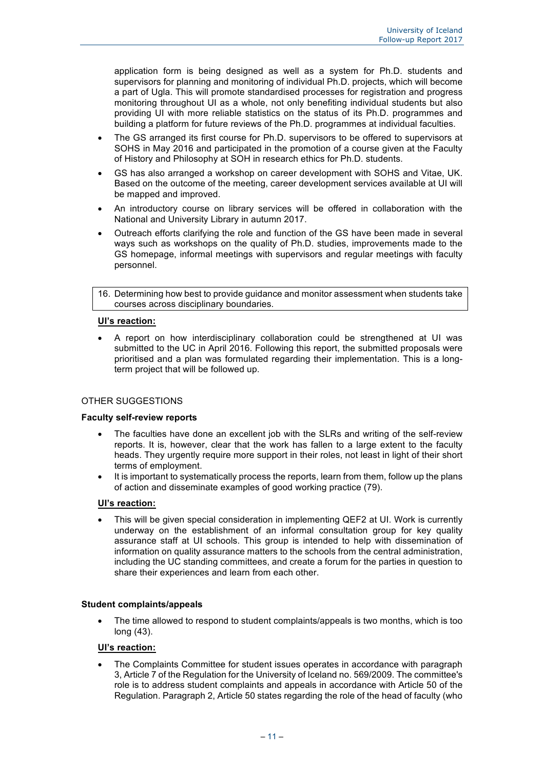application form is being designed as well as a system for Ph.D. students and supervisors for planning and monitoring of individual Ph.D. projects, which will become a part of Ugla. This will promote standardised processes for registration and progress monitoring throughout UI as a whole, not only benefiting individual students but also providing UI with more reliable statistics on the status of its Ph.D. programmes and building a platform for future reviews of the Ph.D. programmes at individual faculties.

- The GS arranged its first course for Ph.D. supervisors to be offered to supervisors at SOHS in May 2016 and participated in the promotion of a course given at the Faculty of History and Philosophy at SOH in research ethics for Ph.D. students.
- GS has also arranged a workshop on career development with SOHS and Vitae, UK. Based on the outcome of the meeting, career development services available at UI will be mapped and improved.
- An introductory course on library services will be offered in collaboration with the National and University Library in autumn 2017.
- Outreach efforts clarifying the role and function of the GS have been made in several ways such as workshops on the quality of Ph.D. studies, improvements made to the GS homepage, informal meetings with supervisors and regular meetings with faculty personnel.

16. Determining how best to provide guidance and monitor assessment when students take courses across disciplinary boundaries.

**UI's reaction:**

- A report on how interdisciplinary collaboration could be strengthened at UI was submitted to the UC in April 2016. Following this report, the submitted proposals were prioritised and a plan was formulated regarding their implementation. This is a long-term project that will be followed up.

## OTHER SUGGESTIONS

### Faculty self-review reports

- The faculties have done an excellent job with the SLRs and writing of the self-review reports. It is, however, clear that the work has fallen to a large extent to the faculty heads. They urgently require more support in their roles, not least in light of their short terms of employment.
- It is important to systematically process the reports, learn from them, follow up the plans of action and disseminate examples of good working practice (79).

**UI's reaction:**

- This will be given special consideration in implementing QEF2 at UI. Work is currently underway on the establishment of an informal consultation group for key quality assurance staff at UI schools. This group is intended to help with dissemination of information on quality assurance matters to the schools from the central administration, including the UC standing committees, and create a forum for the parties in question to share their experiences and learn from each other.

### Student complaints/appeals

- The time allowed to respond to student complaints/appeals is two months, which is too long (43).

**UI's reaction:**

- The Complaints Committee for student issues operates in accordance with paragraph 3, Article 7 of the Regulation for the University of Iceland no. 569/2009. The committee's role is to address student complaints and appeals in accordance with Article 50 of the Regulation. Paragraph 2, Article 50 states regarding the role of the head of faculty (who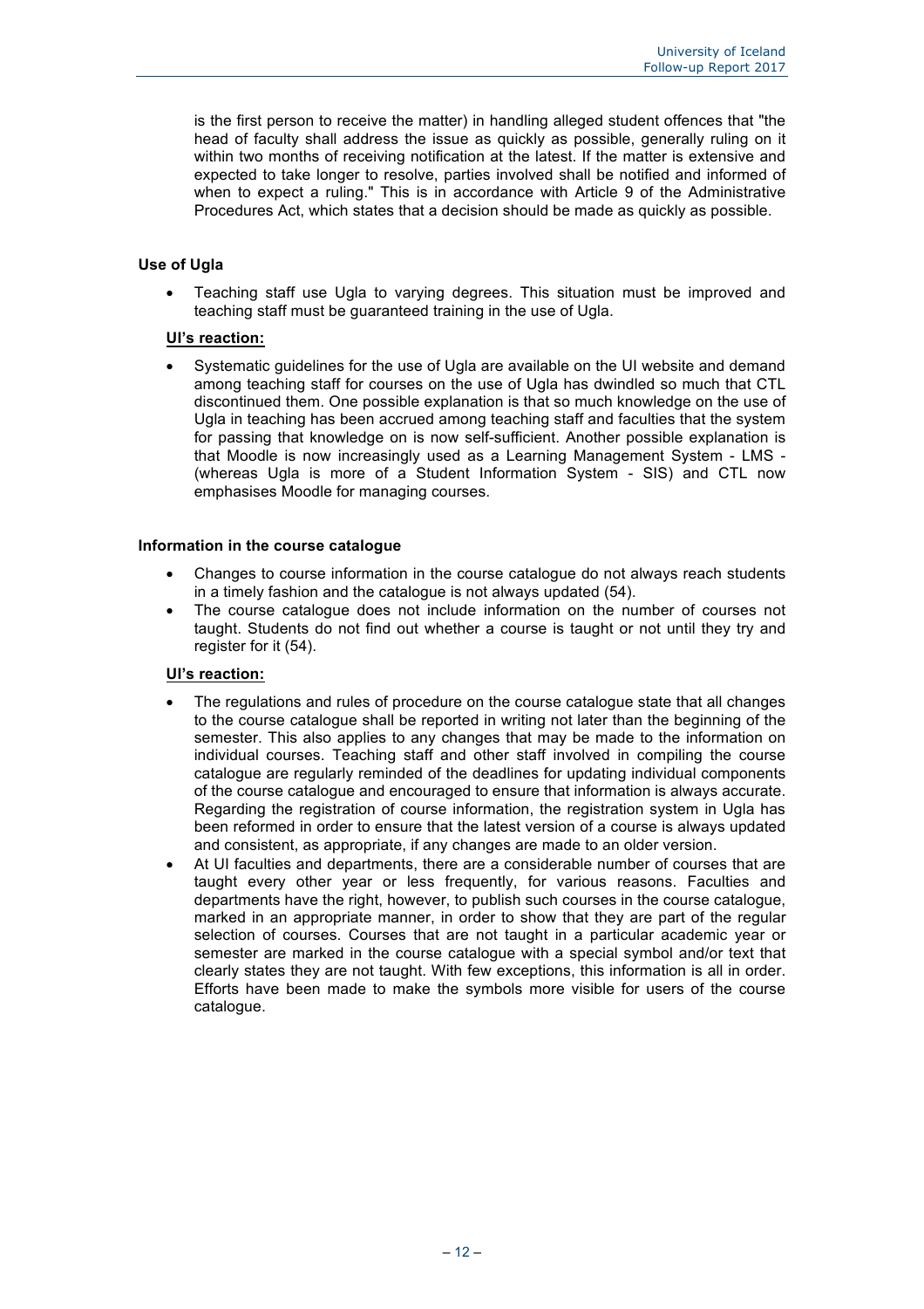is the first person to receive the matter) in handling alleged student offences that "the head of faculty shall address the issue as quickly as possible, generally ruling on it within two months of receiving notification at the latest. If the matter is extensive and expected to take longer to resolve, parties involved shall be notified and informed of when to expect a ruling." This is in accordance with Article 9 of the Administrative Procedures Act, which states that a decision should be made as quickly as possible.

**Use of Ugla**

- Teaching staff use Ugla to varying degrees. This situation must be improved and teaching staff must be guaranteed training in the use of Ugla.

**UI's reaction:**

- Systematic guidelines for the use of Ugla are available on the UI website and demand among teaching staff for courses on the use of Ugla has dwindled so much that CTL discontinued them. One possible explanation is that so much knowledge on the use of Ugla in teaching has been accrued among teaching staff and faculties that the system for passing that knowledge on is now self-sufficient. Another possible explanation is that Moodle is now increasingly used as a Learning Management System - LMS - (whereas Ugla is more of a Student Information System - SIS) and CTL now emphasises Moodle for managing courses.

**Information in the course catalogue**

- Changes to course information in the course catalogue do not always reach students in a timely fashion and the catalogue is not always updated (54).
- The course catalogue does not include information on the number of courses not taught. Students do not find out whether a course is taught or not until they try and register for it (54).

**UI's reaction:**

- The regulations and rules of procedure on the course catalogue state that all changes to the course catalogue shall be reported in writing not later than the beginning of the semester. This also applies to any changes that may be made to the information on individual courses. Teaching staff and other staff involved in compiling the course catalogue are regularly reminded of the deadlines for updating individual components of the course catalogue and encouraged to ensure that information is always accurate. Regarding the registration of course information, the registration system in Ugla has been reformed in order to ensure that the latest version of a course is always updated and consistent, as appropriate, if any changes are made to an older version.
- At UI faculties and departments, there are a considerable number of courses that are taught every other year or less frequently, for various reasons. Faculties and departments have the right, however, to publish such courses in the course catalogue, marked in an appropriate manner, in order to show that they are part of the regular selection of courses. Courses that are not taught in a particular academic year or semester are marked in the course catalogue with a special symbol and/or text that clearly states they are not taught. With few exceptions, this information is all in order. Efforts have been made to make the symbols more visible for users of the course catalogue.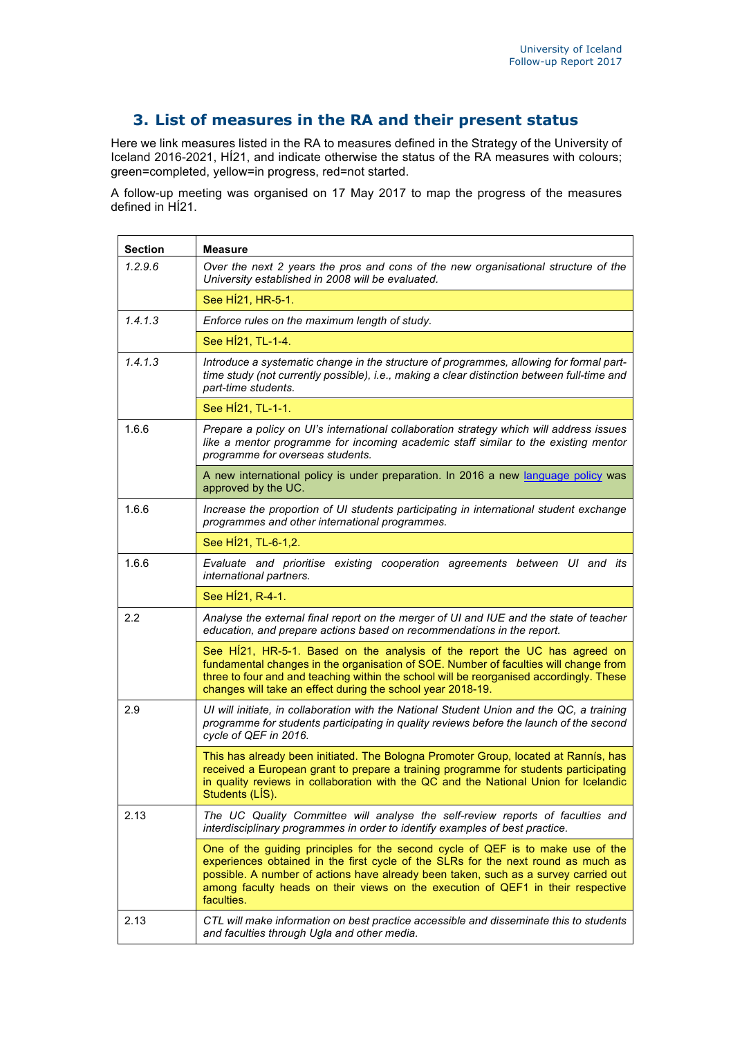## 3. List of measures in the RA and their present status

Here we link measures listed in the RA to measures defined in the Strategy of the University of Iceland 2016-2021, HÍ21, and indicate otherwise the status of the RA measures with colours; green=completed, yellow=in progress, red=not started.

A follow-up meeting was organised on 17 May 2017 to map the progress of the measures defined in HÍ21.

| Section | Measure |
|---|---|
| *1.2.9.6* | *Over the next 2 years the pros and cons of the new organisational structure of the University established in 2008 will be evaluated.* |
| | See HÍ21, HR-5-1. |
| *1.4.1.3* | *Enforce rules on the maximum length of study.* |
| | See HÍ21, TL-1-4. |
| *1.4.1.3* | *Introduce a systematic change in the structure of programmes, allowing for formal part-time study (not currently possible), i.e., making a clear distinction between full-time and part-time students.* |
| | See HÍ21, TL-1-1. |
| 1.6.6 | *Prepare a policy on UI's international collaboration strategy which will address issues like a mentor programme for incoming academic staff similar to the existing mentor programme for overseas students.* |
| | A new international policy is under preparation. In 2016 a new language policy was approved by the UC. |
| 1.6.6 | *Increase the proportion of UI students participating in international student exchange programmes and other international programmes.* |
| | See HÍ21, TL-6-1,2. |
| 1.6.6 | *Evaluate and prioritise existing cooperation agreements between UI and its international partners.* |
| | See HÍ21, R-4-1. |
| 2.2 | *Analyse the external final report on the merger of UI and IUE and the state of teacher education, and prepare actions based on recommendations in the report.* |
| | See HÍ21, HR-5-1. Based on the analysis of the report the UC has agreed on fundamental changes in the organisation of SOE. Number of faculties will change from three to four and and teaching within the school will be reorganised accordingly. These changes will take an effect during the school year 2018-19. |
| 2.9 | *UI will initiate, in collaboration with the National Student Union and the QC, a training programme for students participating in quality reviews before the launch of the second cycle of QEF in 2016.* |
| | This has already been initiated. The Bologna Promoter Group, located at Rannís, has received a European grant to prepare a training programme for students participating in quality reviews in collaboration with the QC and the National Union for Icelandic Students (LÍS). |
| 2.13 | *The UC Quality Committee will analyse the self-review reports of faculties and interdisciplinary programmes in order to identify examples of best practice.* |
| | One of the guiding principles for the second cycle of QEF is to make use of the experiences obtained in the first cycle of the SLRs for the next round as much as possible. A number of actions have already been taken, such as a survey carried out among faculty heads on their views on the execution of QEF1 in their respective faculties. |
| 2.13 | *CTL will make information on best practice accessible and disseminate this to students and faculties through Ugla and other media.* |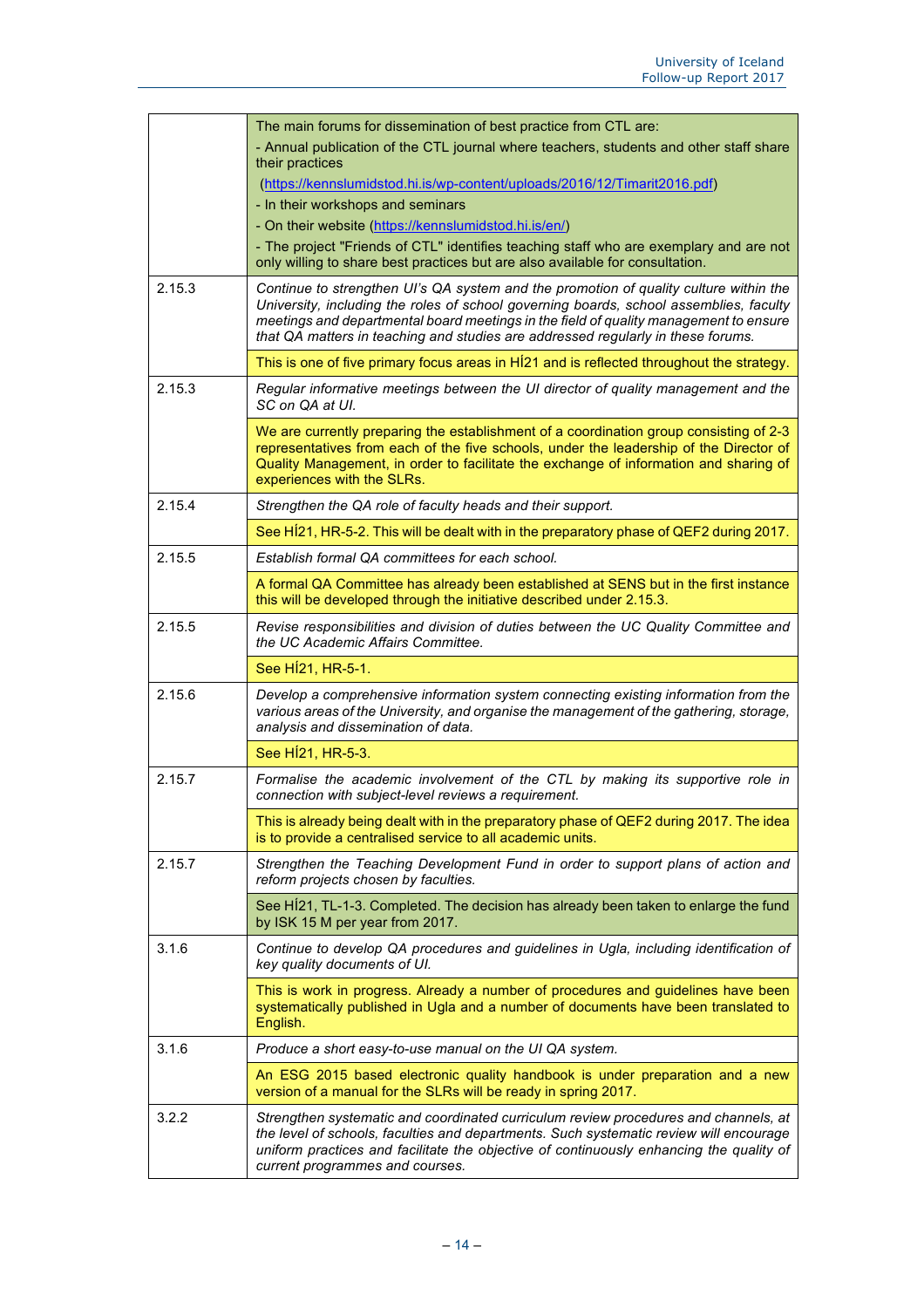| | |
|---|---|
| | The main forums for dissemination of best practice from CTL are:<br>- Annual publication of the CTL journal where teachers, students and other staff share their practices<br>(https://kennslumidstod.hi.is/wp-content/uploads/2016/12/Timarit2016.pdf)<br>- In their workshops and seminars<br>- On their website (https://kennslumidstod.hi.is/en/)<br>- The project "Friends of CTL" identifies teaching staff who are exemplary and are not only willing to share best practices but are also available for consultation. |
| 2.15.3 | *Continue to strengthen UI's QA system and the promotion of quality culture within the University, including the roles of school governing boards, school assemblies, faculty meetings and departmental board meetings in the field of quality management to ensure that QA matters in teaching and studies are addressed regularly in these forums.* |
| | This is one of five primary focus areas in HÍ21 and is reflected throughout the strategy. |
| 2.15.3 | *Regular informative meetings between the UI director of quality management and the SC on QA at UI.* |
| | We are currently preparing the establishment of a coordination group consisting of 2-3 representatives from each of the five schools, under the leadership of the Director of Quality Management, in order to facilitate the exchange of information and sharing of experiences with the SLRs. |
| 2.15.4 | *Strengthen the QA role of faculty heads and their support.* |
| | See HÍ21, HR-5-2. This will be dealt with in the preparatory phase of QEF2 during 2017. |
| 2.15.5 | *Establish formal QA committees for each school.* |
| | A formal QA Committee has already been established at SENS but in the first instance this will be developed through the initiative described under 2.15.3. |
| 2.15.5 | *Revise responsibilities and division of duties between the UC Quality Committee and the UC Academic Affairs Committee.* |
| | See HÍ21, HR-5-1. |
| 2.15.6 | *Develop a comprehensive information system connecting existing information from the various areas of the University, and organise the management of the gathering, storage, analysis and dissemination of data.* |
| | See HÍ21, HR-5-3. |
| 2.15.7 | *Formalise the academic involvement of the CTL by making its supportive role in connection with subject-level reviews a requirement.* |
| | This is already being dealt with in the preparatory phase of QEF2 during 2017. The idea is to provide a centralised service to all academic units. |
| 2.15.7 | *Strengthen the Teaching Development Fund in order to support plans of action and reform projects chosen by faculties.* |
| | See HÍ21, TL-1-3. Completed. The decision has already been taken to enlarge the fund by ISK 15 M per year from 2017. |
| 3.1.6 | *Continue to develop QA procedures and guidelines in Ugla, including identification of key quality documents of UI.* |
| | This is work in progress. Already a number of procedures and guidelines have been systematically published in Ugla and a number of documents have been translated to English. |
| 3.1.6 | *Produce a short easy-to-use manual on the UI QA system.* |
| | An ESG 2015 based electronic quality handbook is under preparation and a new version of a manual for the SLRs will be ready in spring 2017. |
| 3.2.2 | *Strengthen systematic and coordinated curriculum review procedures and channels, at the level of schools, faculties and departments. Such systematic review will encourage uniform practices and facilitate the objective of continuously enhancing the quality of current programmes and courses.* |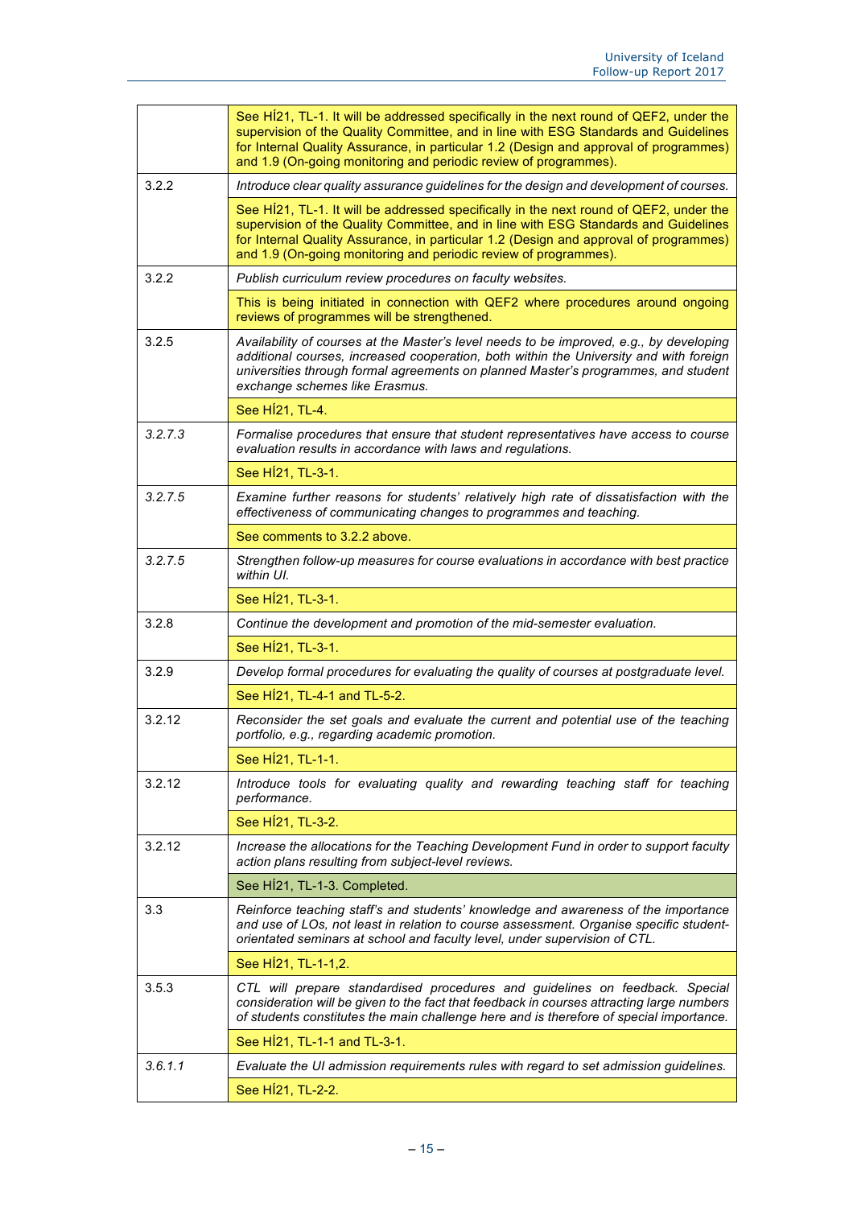| | |
|---|---|
| | See HÍ21, TL-1. It will be addressed specifically in the next round of QEF2, under the supervision of the Quality Committee, and in line with ESG Standards and Guidelines for Internal Quality Assurance, in particular 1.2 (Design and approval of programmes) and 1.9 (On-going monitoring and periodic review of programmes). |
| 3.2.2 | *Introduce clear quality assurance guidelines for the design and development of courses.* |
| | See HÍ21, TL-1. It will be addressed specifically in the next round of QEF2, under the supervision of the Quality Committee, and in line with ESG Standards and Guidelines for Internal Quality Assurance, in particular 1.2 (Design and approval of programmes) and 1.9 (On-going monitoring and periodic review of programmes). |
| 3.2.2 | *Publish curriculum review procedures on faculty websites.* |
| | This is being initiated in connection with QEF2 where procedures around ongoing reviews of programmes will be strengthened. |
| 3.2.5 | *Availability of courses at the Master's level needs to be improved, e.g., by developing additional courses, increased cooperation, both within the University and with foreign universities through formal agreements on planned Master's programmes, and student exchange schemes like Erasmus.* |
| | See HÍ21, TL-4. |
| *3.2.7.3* | *Formalise procedures that ensure that student representatives have access to course evaluation results in accordance with laws and regulations.* |
| | See HÍ21, TL-3-1. |
| *3.2.7.5* | *Examine further reasons for students' relatively high rate of dissatisfaction with the effectiveness of communicating changes to programmes and teaching.* |
| | See comments to 3.2.2 above. |
| *3.2.7.5* | *Strengthen follow-up measures for course evaluations in accordance with best practice within UI.* |
| | See HÍ21, TL-3-1. |
| 3.2.8 | *Continue the development and promotion of the mid-semester evaluation.* |
| | See HÍ21, TL-3-1. |
| 3.2.9 | *Develop formal procedures for evaluating the quality of courses at postgraduate level.* |
| | See HÍ21, TL-4-1 and TL-5-2. |
| 3.2.12 | *Reconsider the set goals and evaluate the current and potential use of the teaching portfolio, e.g., regarding academic promotion.* |
| | See HÍ21, TL-1-1. |
| 3.2.12 | *Introduce tools for evaluating quality and rewarding teaching staff for teaching performance.* |
| | See HÍ21, TL-3-2. |
| 3.2.12 | *Increase the allocations for the Teaching Development Fund in order to support faculty action plans resulting from subject-level reviews.* |
| | See HÍ21, TL-1-3. Completed. |
| 3.3 | *Reinforce teaching staff's and students' knowledge and awareness of the importance and use of LOs, not least in relation to course assessment. Organise specific student-orientated seminars at school and faculty level, under supervision of CTL.* |
| | See HÍ21, TL-1-1,2. |
| 3.5.3 | *CTL will prepare standardised procedures and guidelines on feedback. Special consideration will be given to the fact that feedback in courses attracting large numbers of students constitutes the main challenge here and is therefore of special importance.* |
| | See HÍ21, TL-1-1 and TL-3-1. |
| *3.6.1.1* | *Evaluate the UI admission requirements rules with regard to set admission guidelines.* |
| | See HÍ21, TL-2-2. |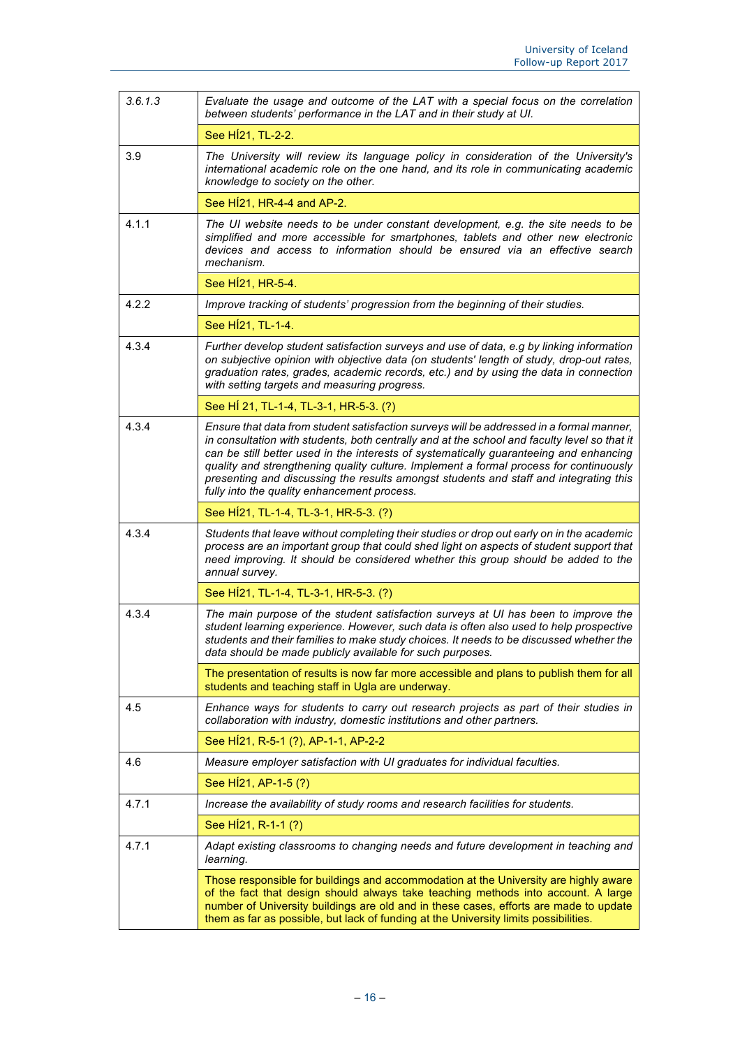| | |
|---|---|
| 3.6.1.3 | *Evaluate the usage and outcome of the LAT with a special focus on the correlation between students' performance in the LAT and in their study at UI.* |
| | See HÍ21, TL-2-2. |
| 3.9 | *The University will review its language policy in consideration of the University's international academic role on the one hand, and its role in communicating academic knowledge to society on the other.* |
| | See HÍ21, HR-4-4 and AP-2. |
| 4.1.1 | *The UI website needs to be under constant development, e.g. the site needs to be simplified and more accessible for smartphones, tablets and other new electronic devices and access to information should be ensured via an effective search mechanism.* |
| | See HÍ21, HR-5-4. |
| 4.2.2 | *Improve tracking of students' progression from the beginning of their studies.* |
| | See HÍ21, TL-1-4. |
| 4.3.4 | *Further develop student satisfaction surveys and use of data, e.g by linking information on subjective opinion with objective data (on students' length of study, drop-out rates, graduation rates, grades, academic records, etc.) and by using the data in connection with setting targets and measuring progress.* |
| | See HÍ 21, TL-1-4, TL-3-1, HR-5-3. (?) |
| 4.3.4 | *Ensure that data from student satisfaction surveys will be addressed in a formal manner, in consultation with students, both centrally and at the school and faculty level so that it can be still better used in the interests of systematically guaranteeing and enhancing quality and strengthening quality culture. Implement a formal process for continuously presenting and discussing the results amongst students and staff and integrating this fully into the quality enhancement process.* |
| | See HÍ21, TL-1-4, TL-3-1, HR-5-3. (?) |
| 4.3.4 | *Students that leave without completing their studies or drop out early on in the academic process are an important group that could shed light on aspects of student support that need improving. It should be considered whether this group should be added to the annual survey.* |
| | See HÍ21, TL-1-4, TL-3-1, HR-5-3. (?) |
| 4.3.4 | *The main purpose of the student satisfaction surveys at UI has been to improve the student learning experience. However, such data is often also used to help prospective students and their families to make study choices. It needs to be discussed whether the data should be made publicly available for such purposes.* |
| | The presentation of results is now far more accessible and plans to publish them for all students and teaching staff in Ugla are underway. |
| 4.5 | *Enhance ways for students to carry out research projects as part of their studies in collaboration with industry, domestic institutions and other partners.* |
| | See HÍ21, R-5-1 (?), AP-1-1, AP-2-2 |
| 4.6 | *Measure employer satisfaction with UI graduates for individual faculties.* |
| | See HÍ21, AP-1-5 (?) |
| 4.7.1 | *Increase the availability of study rooms and research facilities for students.* |
| | See HÍ21, R-1-1 (?) |
| 4.7.1 | *Adapt existing classrooms to changing needs and future development in teaching and learning.* |
| | Those responsible for buildings and accommodation at the University are highly aware of the fact that design should always take teaching methods into account. A large number of University buildings are old and in these cases, efforts are made to update them as far as possible, but lack of funding at the University limits possibilities. |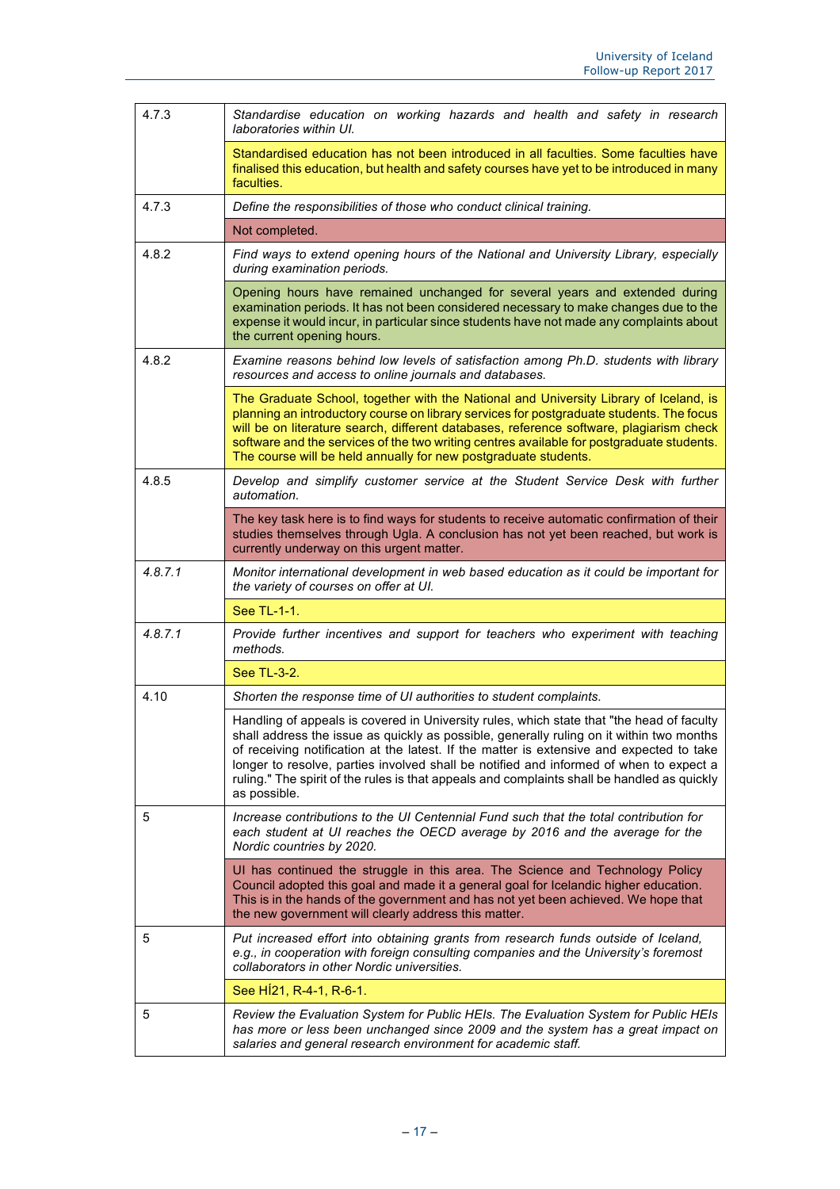| | |
|---|---|
| 4.7.3 | *Standardise education on working hazards and health and safety in research laboratories within UI.* |
| | Standardised education has not been introduced in all faculties. Some faculties have finalised this education, but health and safety courses have yet to be introduced in many faculties. |
| 4.7.3 | *Define the responsibilities of those who conduct clinical training.* |
| | Not completed. |
| 4.8.2 | *Find ways to extend opening hours of the National and University Library, especially during examination periods.* |
| | Opening hours have remained unchanged for several years and extended during examination periods. It has not been considered necessary to make changes due to the expense it would incur, in particular since students have not made any complaints about the current opening hours. |
| 4.8.2 | *Examine reasons behind low levels of satisfaction among Ph.D. students with library resources and access to online journals and databases.* |
| | The Graduate School, together with the National and University Library of Iceland, is planning an introductory course on library services for postgraduate students. The focus will be on literature search, different databases, reference software, plagiarism check software and the services of the two writing centres available for postgraduate students. The course will be held annually for new postgraduate students. |
| 4.8.5 | *Develop and simplify customer service at the Student Service Desk with further automation.* |
| | The key task here is to find ways for students to receive automatic confirmation of their studies themselves through Ugla. A conclusion has not yet been reached, but work is currently underway on this urgent matter. |
| *4.8.7.1* | *Monitor international development in web based education as it could be important for the variety of courses on offer at UI.* |
| | See TL-1-1. |
| *4.8.7.1* | *Provide further incentives and support for teachers who experiment with teaching methods.* |
| | See TL-3-2. |
| 4.10 | *Shorten the response time of UI authorities to student complaints.* |
| | Handling of appeals is covered in University rules, which state that "the head of faculty shall address the issue as quickly as possible, generally ruling on it within two months of receiving notification at the latest. If the matter is extensive and expected to take longer to resolve, parties involved shall be notified and informed of when to expect a ruling." The spirit of the rules is that appeals and complaints shall be handled as quickly as possible. |
| 5 | *Increase contributions to the UI Centennial Fund such that the total contribution for each student at UI reaches the OECD average by 2016 and the average for the Nordic countries by 2020.* |
| | UI has continued the struggle in this area. The Science and Technology Policy Council adopted this goal and made it a general goal for Icelandic higher education. This is in the hands of the government and has not yet been achieved. We hope that the new government will clearly address this matter. |
| 5 | *Put increased effort into obtaining grants from research funds outside of Iceland, e.g., in cooperation with foreign consulting companies and the University's foremost collaborators in other Nordic universities.* |
| | See HÍ21, R-4-1, R-6-1. |
| 5 | *Review the Evaluation System for Public HEIs. The Evaluation System for Public HEIs has more or less been unchanged since 2009 and the system has a great impact on salaries and general research environment for academic staff.* |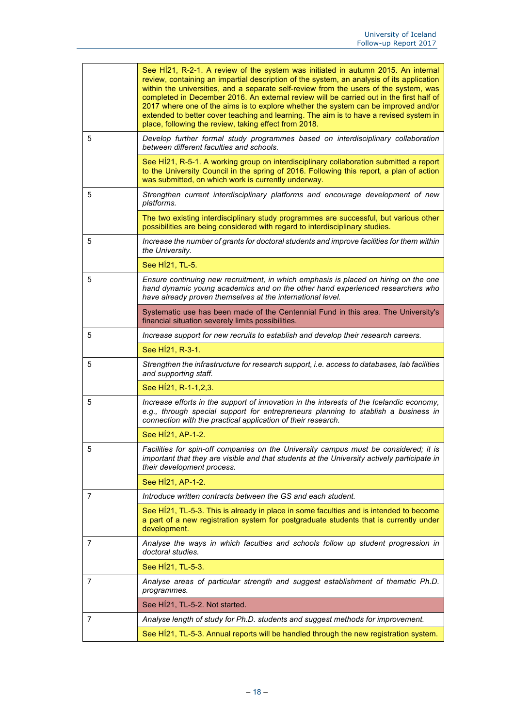| | |
|---|---|
| | See HÍ21, R-2-1. A review of the system was initiated in autumn 2015. An internal review, containing an impartial description of the system, an analysis of its application within the universities, and a separate self-review from the users of the system, was completed in December 2016. An external review will be carried out in the first half of 2017 where one of the aims is to explore whether the system can be improved and/or extended to better cover teaching and learning. The aim is to have a revised system in place, following the review, taking effect from 2018. |
| 5 | *Develop further formal study programmes based on interdisciplinary collaboration between different faculties and schools.* |
| | See HÍ21, R-5-1. A working group on interdisciplinary collaboration submitted a report to the University Council in the spring of 2016. Following this report, a plan of action was submitted, on which work is currently underway. |
| 5 | *Strengthen current interdisciplinary platforms and encourage development of new platforms.* |
| | The two existing interdisciplinary study programmes are successful, but various other possibilities are being considered with regard to interdisciplinary studies. |
| 5 | *Increase the number of grants for doctoral students and improve facilities for them within the University.* |
| | See HÍ21, TL-5. |
| 5 | *Ensure continuing new recruitment, in which emphasis is placed on hiring on the one hand dynamic young academics and on the other hand experienced researchers who have already proven themselves at the international level.* |
| | Systematic use has been made of the Centennial Fund in this area. The University's financial situation severely limits possibilities. |
| 5 | *Increase support for new recruits to establish and develop their research careers.* |
| | See HÍ21, R-3-1. |
| 5 | *Strengthen the infrastructure for research support, i.e. access to databases, lab facilities and supporting staff.* |
| | See HÍ21, R-1-1,2,3. |
| 5 | *Increase efforts in the support of innovation in the interests of the Icelandic economy, e.g., through special support for entrepreneurs planning to stablish a business in connection with the practical application of their research.* |
| | See HÍ21, AP-1-2. |
| 5 | *Facilities for spin-off companies on the University campus must be considered; it is important that they are visible and that students at the University actively participate in their development process.* |
| | See HÍ21, AP-1-2. |
| 7 | *Introduce written contracts between the GS and each student.* |
| | See HÍ21, TL-5-3. This is already in place in some faculties and is intended to become a part of a new registration system for postgraduate students that is currently under development. |
| 7 | *Analyse the ways in which faculties and schools follow up student progression in doctoral studies.* |
| | See HÍ21, TL-5-3. |
| 7 | *Analyse areas of particular strength and suggest establishment of thematic Ph.D. programmes.* |
| | See HÍ21, TL-5-2. Not started. |
| 7 | *Analyse length of study for Ph.D. students and suggest methods for improvement.* |
| | See HÍ21, TL-5-3. Annual reports will be handled through the new registration system. |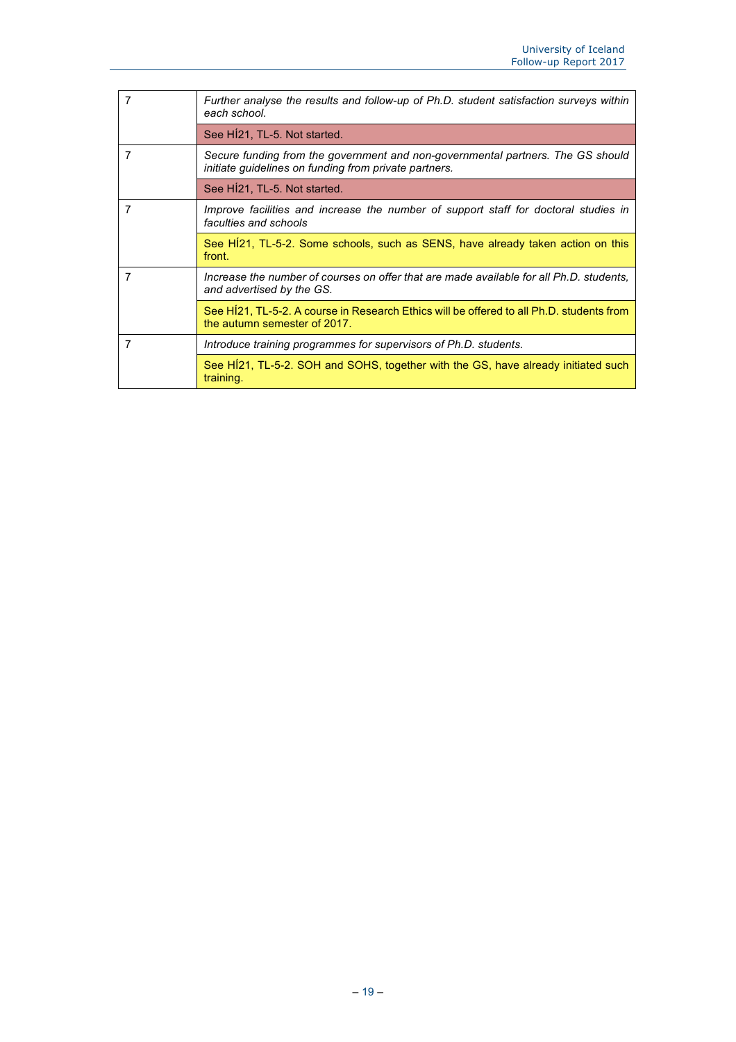| | |
|---|---|
| 7 | *Further analyse the results and follow-up of Ph.D. student satisfaction surveys within each school.* |
| | See HÍ21, TL-5. Not started. |
| 7 | *Secure funding from the government and non-governmental partners. The GS should initiate guidelines on funding from private partners.* |
| | See HÍ21, TL-5. Not started. |
| 7 | *Improve facilities and increase the number of support staff for doctoral studies in faculties and schools* |
| | See HÍ21, TL-5-2. Some schools, such as SENS, have already taken action on this front. |
| 7 | *Increase the number of courses on offer that are made available for all Ph.D. students, and advertised by the GS.* |
| | See HÍ21, TL-5-2. A course in Research Ethics will be offered to all Ph.D. students from the autumn semester of 2017. |
| 7 | *Introduce training programmes for supervisors of Ph.D. students.* |
| | See HÍ21, TL-5-2. SOH and SOHS, together with the GS, have already initiated such training. |